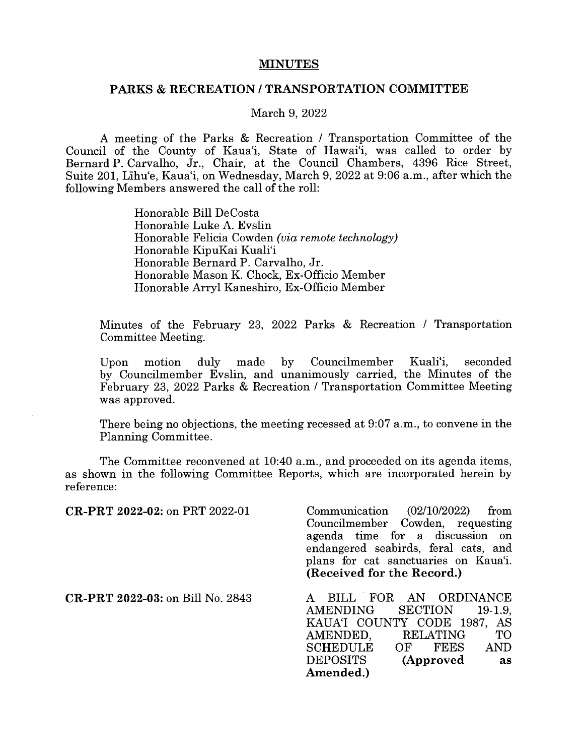# MINUTES

## PARKS & RECREATION / TRANSPORTATION COMMITTEE

March 9, 2022

A meeting of the Parks & Recreation / Transportation Committee of the Council of the County of Kaua'i, State of Hawai'i, was called to order by Bernard P. Carvalho, Jr., Chair, at the Council Chambers, 4396 Rice Street, Suite 201, Līhu'e, Kaua'i, on Wednesday, March 9, 2022 at 9:06 a.m., after which the following Members answered the call of the roll:

Honorable Bill DeCosta
Honorable Luke A. Evslin
Honorable Felicia Cowden *(via remote technology)*
Honorable KipuKai Kuali'i
Honorable Bernard P. Carvalho, Jr.
Honorable Mason K. Chock, Ex-Officio Member
Honorable Arryl Kaneshiro, Ex-Officio Member

Minutes of the February 23, 2022 Parks & Recreation / Transportation Committee Meeting.

Upon motion duly made by Councilmember Kuali'i, seconded by Councilmember Evslin, and unanimously carried, the Minutes of the February 23, 2022 Parks & Recreation / Transportation Committee Meeting was approved.

There being no objections, the meeting recessed at 9:07 a.m., to convene in the Planning Committee.

The Committee reconvened at 10:40 a.m., and proceeded on its agenda items, as shown in the following Committee Reports, which are incorporated herein by reference:

**CR-PRT 2022-02:** on PRT 2022-01 — Communication (02/10/2022) from Councilmember Cowden, requesting agenda time for a discussion on endangered seabirds, feral cats, and plans for cat sanctuaries on Kaua'i. **(Received for the Record.)**

**CR-PRT 2022-03:** on Bill No. 2843 — A BILL FOR AN ORDINANCE AMENDING SECTION 19-1.9, KAUA'I COUNTY CODE 1987, AS AMENDED, RELATING TO SCHEDULE OF FEES AND DEPOSITS **(Approved as Amended.)**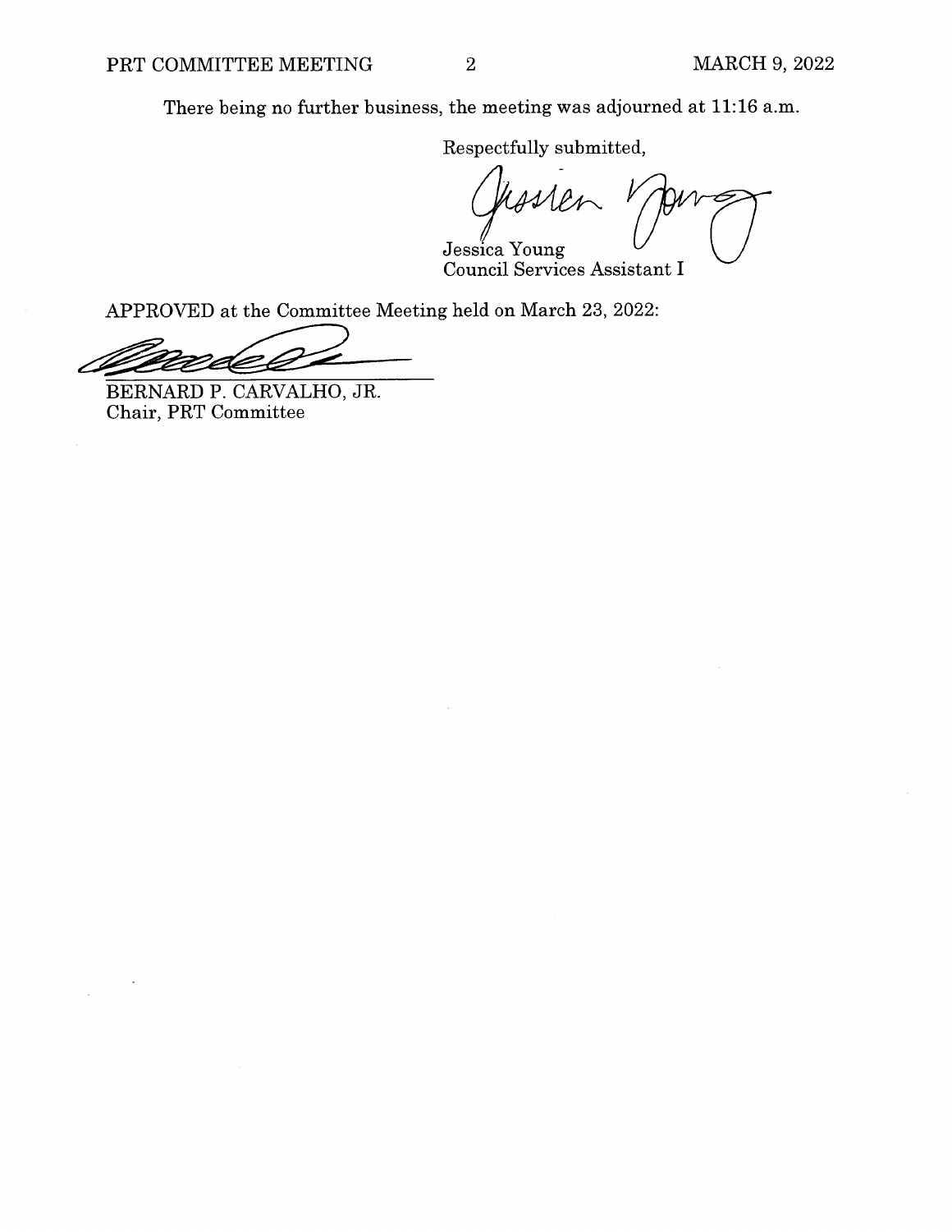There being no further business, the meeting was adjourned at 11:16 a.m.

Respectfully submitted,

Jessica Young
Council Services Assistant I

APPROVED at the Committee Meeting held on March 23, 2022:

BERNARD P. CARVALHO, JR.
Chair, PRT Committee